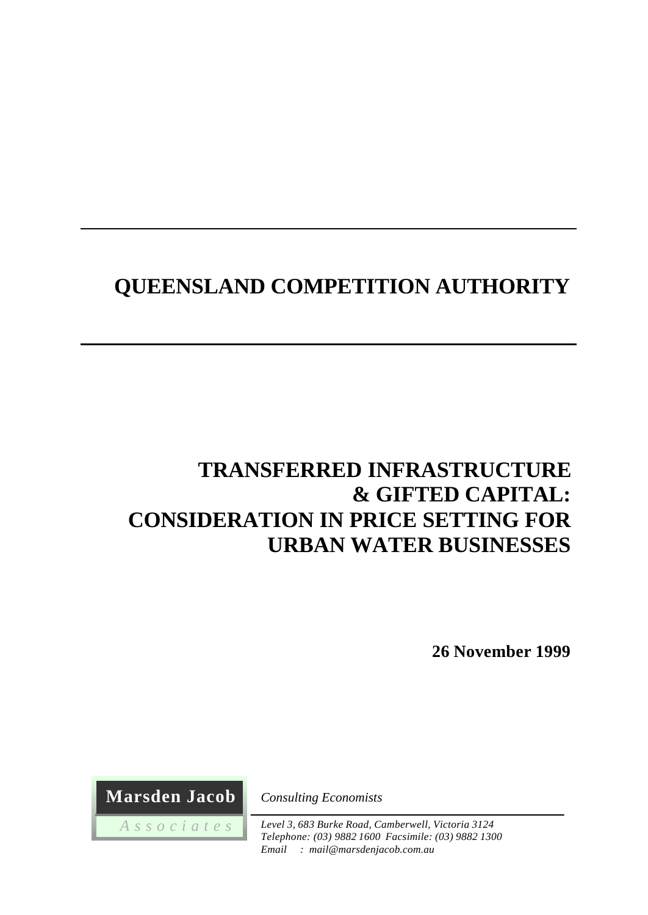# QUEENSLAND COMPETITION AUTHORITY

# TRANSFERRED INFRASTRUCTURE & GIFTED CAPITAL: CONSIDERATION IN PRICE SETTING FOR URBAN WATER BUSINESSES

**26 November 1999**

**Marsden Jacob**

*Associates*

*Consulting Economists*

*Level 3, 683 Burke Road, Camberwell, Victoria 3124*
*Telephone: (03) 9882 1600 Facsimile: (03) 9882 1300*
*Email : mail@marsdenjacob.com.au*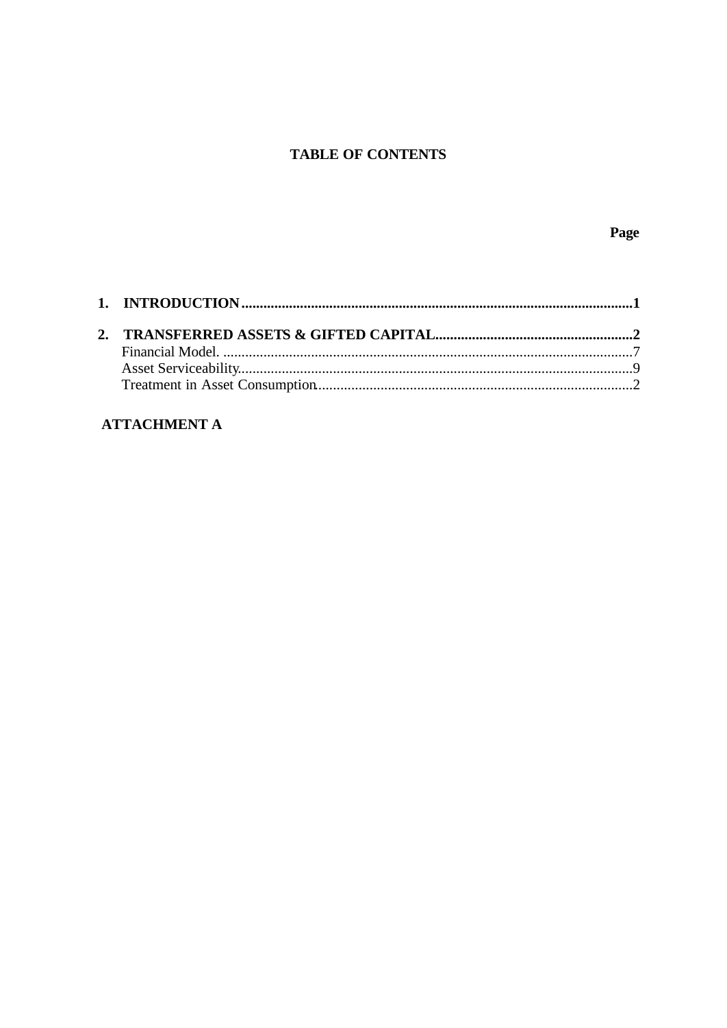**TABLE OF CONTENTS**

**Page**

**1. INTRODUCTION**..........................................................................................................**1**

**2. TRANSFERRED ASSETS & GIFTED CAPITAL**......................................................**2**

Financial Model. ................................................................................................................7

Asset Serviceability............................................................................................................9

Treatment in Asset Consumption.......................................................................................2

**ATTACHMENT A**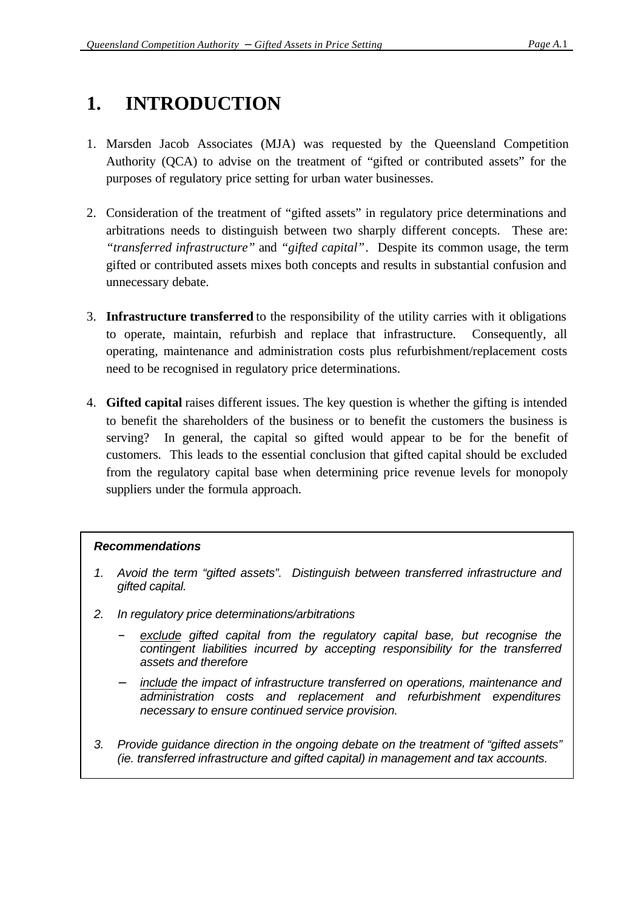# 1. INTRODUCTION

1. Marsden Jacob Associates (MJA) was requested by the Queensland Competition Authority (QCA) to advise on the treatment of "gifted or contributed assets" for the purposes of regulatory price setting for urban water businesses.

2. Consideration of the treatment of "gifted assets" in regulatory price determinations and arbitrations needs to distinguish between two sharply different concepts. These are: *"transferred infrastructure"* and *"gifted capital"*. Despite its common usage, the term gifted or contributed assets mixes both concepts and results in substantial confusion and unnecessary debate.

3. **Infrastructure transferred** to the responsibility of the utility carries with it obligations to operate, maintain, refurbish and replace that infrastructure. Consequently, all operating, maintenance and administration costs plus refurbishment/replacement costs need to be recognised in regulatory price determinations.

4. **Gifted capital** raises different issues. The key question is whether the gifting is intended to benefit the shareholders of the business or to benefit the customers the business is serving? In general, the capital so gifted would appear to be for the benefit of customers. This leads to the essential conclusion that gifted capital should be excluded from the regulatory capital base when determining price revenue levels for monopoly suppliers under the formula approach.

***Recommendations***

1. *Avoid the term "gifted assets". Distinguish between transferred infrastructure and gifted capital.*

2. *In regulatory price determinations/arbitrations*
   - *exclude gifted capital from the regulatory capital base, but recognise the contingent liabilities incurred by accepting responsibility for the transferred assets and therefore*
   - *include the impact of infrastructure transferred on operations, maintenance and administration costs and replacement and refurbishment expenditures necessary to ensure continued service provision.*

3. *Provide guidance direction in the ongoing debate on the treatment of "gifted assets" (ie. transferred infrastructure and gifted capital) in management and tax accounts.*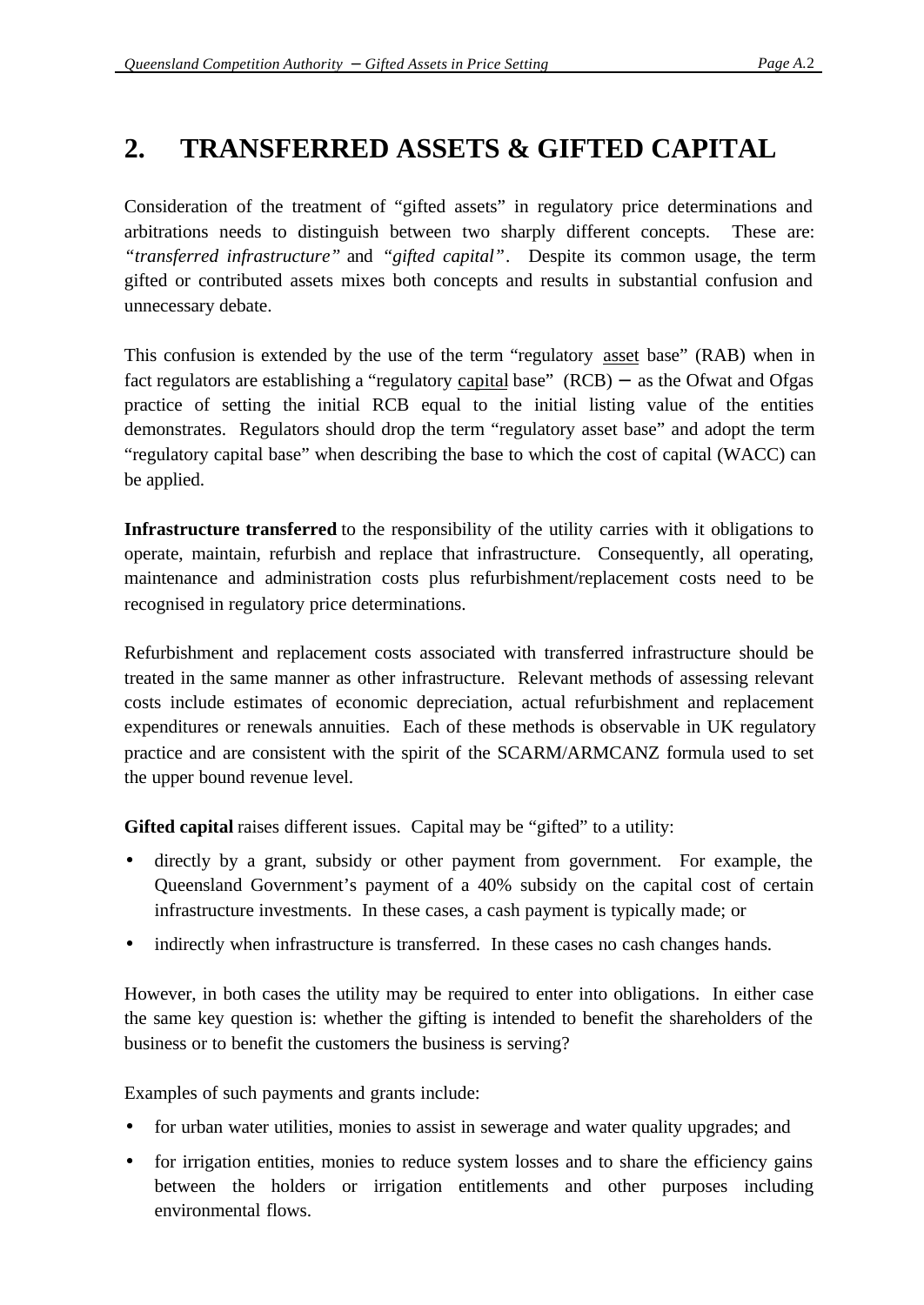# 2. TRANSFERRED ASSETS & GIFTED CAPITAL

Consideration of the treatment of "gifted assets" in regulatory price determinations and arbitrations needs to distinguish between two sharply different concepts. These are: *"transferred infrastructure"* and *"gifted capital"*. Despite its common usage, the term gifted or contributed assets mixes both concepts and results in substantial confusion and unnecessary debate.

This confusion is extended by the use of the term "regulatory <u>asset</u> base" (RAB) when in fact regulators are establishing a "regulatory <u>capital</u> base" (RCB) – as the Ofwat and Ofgas practice of setting the initial RCB equal to the initial listing value of the entities demonstrates. Regulators should drop the term "regulatory asset base" and adopt the term "regulatory capital base" when describing the base to which the cost of capital (WACC) can be applied.

**Infrastructure transferred** to the responsibility of the utility carries with it obligations to operate, maintain, refurbish and replace that infrastructure. Consequently, all operating, maintenance and administration costs plus refurbishment/replacement costs need to be recognised in regulatory price determinations.

Refurbishment and replacement costs associated with transferred infrastructure should be treated in the same manner as other infrastructure. Relevant methods of assessing relevant costs include estimates of economic depreciation, actual refurbishment and replacement expenditures or renewals annuities. Each of these methods is observable in UK regulatory practice and are consistent with the spirit of the SCARM/ARMCANZ formula used to set the upper bound revenue level.

**Gifted capital** raises different issues. Capital may be "gifted" to a utility:

- directly by a grant, subsidy or other payment from government. For example, the Queensland Government's payment of a 40% subsidy on the capital cost of certain infrastructure investments. In these cases, a cash payment is typically made; or
- indirectly when infrastructure is transferred. In these cases no cash changes hands.

However, in both cases the utility may be required to enter into obligations. In either case the same key question is: whether the gifting is intended to benefit the shareholders of the business or to benefit the customers the business is serving?

Examples of such payments and grants include:

- for urban water utilities, monies to assist in sewerage and water quality upgrades; and
- for irrigation entities, monies to reduce system losses and to share the efficiency gains between the holders or irrigation entitlements and other purposes including environmental flows.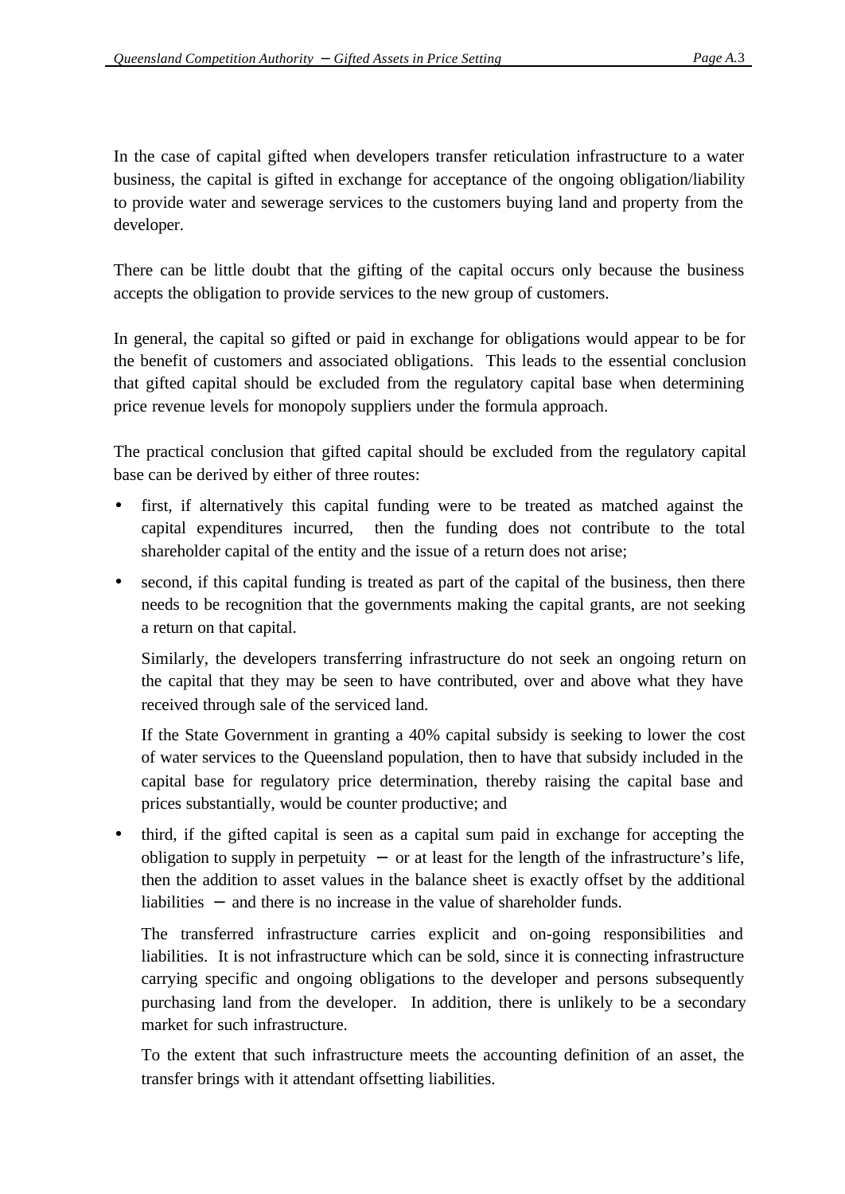In the case of capital gifted when developers transfer reticulation infrastructure to a water business, the capital is gifted in exchange for acceptance of the ongoing obligation/liability to provide water and sewerage services to the customers buying land and property from the developer.

There can be little doubt that the gifting of the capital occurs only because the business accepts the obligation to provide services to the new group of customers.

In general, the capital so gifted or paid in exchange for obligations would appear to be for the benefit of customers and associated obligations. This leads to the essential conclusion that gifted capital should be excluded from the regulatory capital base when determining price revenue levels for monopoly suppliers under the formula approach.

The practical conclusion that gifted capital should be excluded from the regulatory capital base can be derived by either of three routes:

- first, if alternatively this capital funding were to be treated as matched against the capital expenditures incurred, then the funding does not contribute to the total shareholder capital of the entity and the issue of a return does not arise;
- second, if this capital funding is treated as part of the capital of the business, then there needs to be recognition that the governments making the capital grants, are not seeking a return on that capital.

  Similarly, the developers transferring infrastructure do not seek an ongoing return on the capital that they may be seen to have contributed, over and above what they have received through sale of the serviced land.

  If the State Government in granting a 40% capital subsidy is seeking to lower the cost of water services to the Queensland population, then to have that subsidy included in the capital base for regulatory price determination, thereby raising the capital base and prices substantially, would be counter productive; and
- third, if the gifted capital is seen as a capital sum paid in exchange for accepting the obligation to supply in perpetuity – or at least for the length of the infrastructure's life, then the addition to asset values in the balance sheet is exactly offset by the additional liabilities – and there is no increase in the value of shareholder funds.

  The transferred infrastructure carries explicit and on-going responsibilities and liabilities. It is not infrastructure which can be sold, since it is connecting infrastructure carrying specific and ongoing obligations to the developer and persons subsequently purchasing land from the developer. In addition, there is unlikely to be a secondary market for such infrastructure.

  To the extent that such infrastructure meets the accounting definition of an asset, the transfer brings with it attendant offsetting liabilities.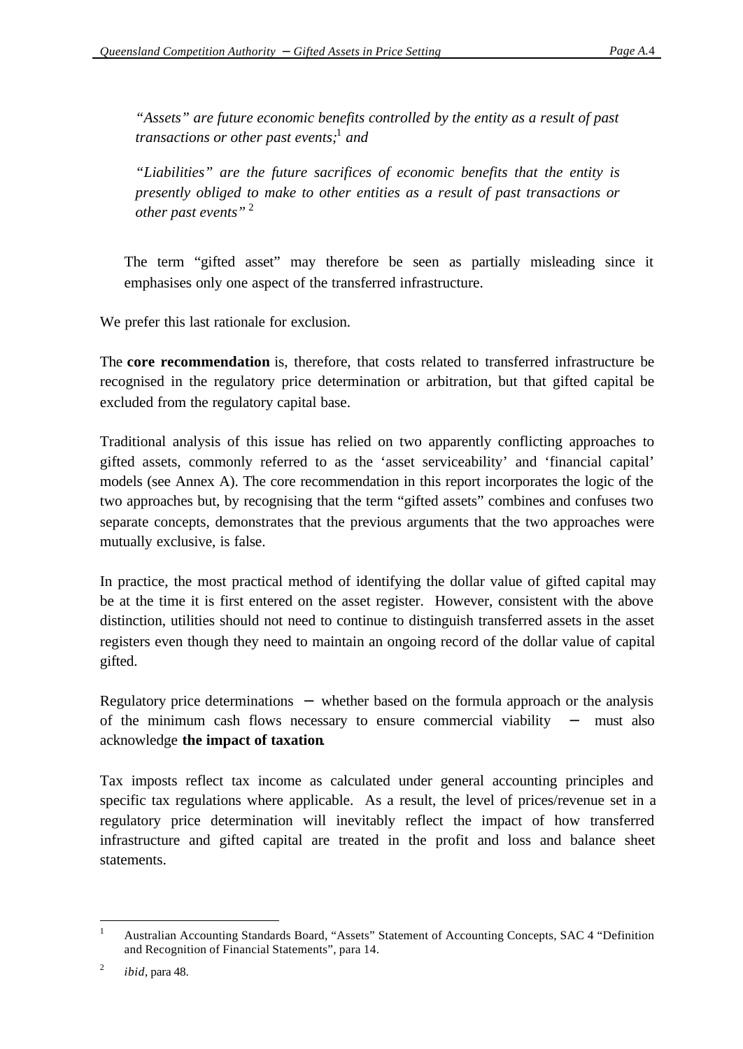> *"Assets" are future economic benefits controlled by the entity as a result of past transactions or other past events;*[1] *and*
>
> *"Liabilities" are the future sacrifices of economic benefits that the entity is presently obliged to make to other entities as a result of past transactions or other past events"* [2]
>
> The term "gifted asset" may therefore be seen as partially misleading since it emphasises only one aspect of the transferred infrastructure.

We prefer this last rationale for exclusion.

The **core recommendation** is, therefore, that costs related to transferred infrastructure be recognised in the regulatory price determination or arbitration, but that gifted capital be excluded from the regulatory capital base.

Traditional analysis of this issue has relied on two apparently conflicting approaches to gifted assets, commonly referred to as the 'asset serviceability' and 'financial capital' models (see Annex A). The core recommendation in this report incorporates the logic of the two approaches but, by recognising that the term "gifted assets" combines and confuses two separate concepts, demonstrates that the previous arguments that the two approaches were mutually exclusive, is false.

In practice, the most practical method of identifying the dollar value of gifted capital may be at the time it is first entered on the asset register. However, consistent with the above distinction, utilities should not need to continue to distinguish transferred assets in the asset registers even though they need to maintain an ongoing record of the dollar value of capital gifted.

Regulatory price determinations – whether based on the formula approach or the analysis of the minimum cash flows necessary to ensure commercial viability – must also acknowledge **the impact of taxation**.

Tax imposts reflect tax income as calculated under general accounting principles and specific tax regulations where applicable. As a result, the level of prices/revenue set in a regulatory price determination will inevitably reflect the impact of how transferred infrastructure and gifted capital are treated in the profit and loss and balance sheet statements.

---

1. Australian Accounting Standards Board, "Assets" Statement of Accounting Concepts, SAC 4 "Definition and Recognition of Financial Statements", para 14.

2. *ibid*, para 48.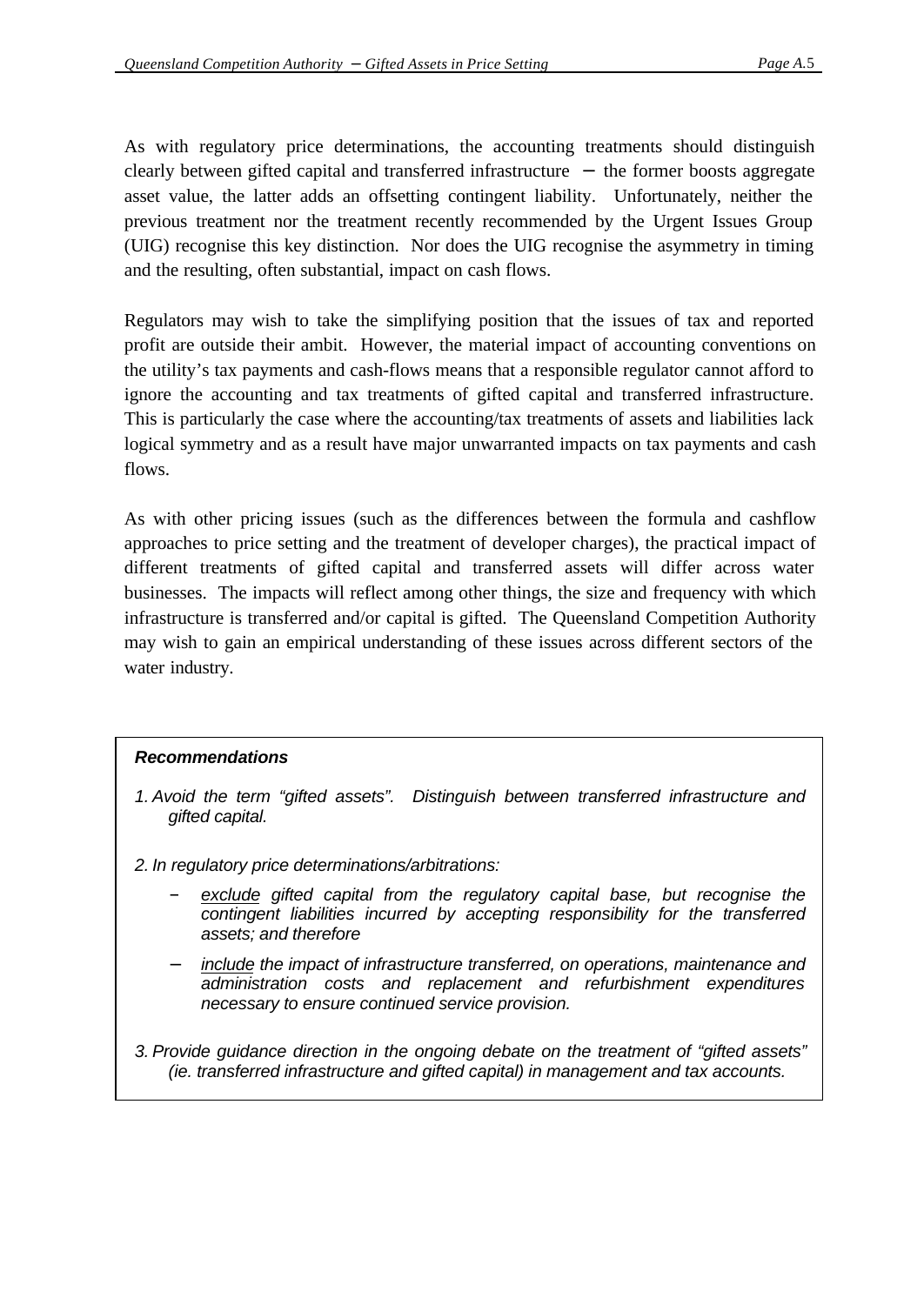As with regulatory price determinations, the accounting treatments should distinguish clearly between gifted capital and transferred infrastructure – the former boosts aggregate asset value, the latter adds an offsetting contingent liability. Unfortunately, neither the previous treatment nor the treatment recently recommended by the Urgent Issues Group (UIG) recognise this key distinction. Nor does the UIG recognise the asymmetry in timing and the resulting, often substantial, impact on cash flows.

Regulators may wish to take the simplifying position that the issues of tax and reported profit are outside their ambit. However, the material impact of accounting conventions on the utility's tax payments and cash-flows means that a responsible regulator cannot afford to ignore the accounting and tax treatments of gifted capital and transferred infrastructure. This is particularly the case where the accounting/tax treatments of assets and liabilities lack logical symmetry and as a result have major unwarranted impacts on tax payments and cash flows.

As with other pricing issues (such as the differences between the formula and cashflow approaches to price setting and the treatment of developer charges), the practical impact of different treatments of gifted capital and transferred assets will differ across water businesses. The impacts will reflect among other things, the size and frequency with which infrastructure is transferred and/or capital is gifted. The Queensland Competition Authority may wish to gain an empirical understanding of these issues across different sectors of the water industry.

***Recommendations***

*1. Avoid the term "gifted assets". Distinguish between transferred infrastructure and gifted capital.*

*2. In regulatory price determinations/arbitrations:*

- *<u>exclude</u> gifted capital from the regulatory capital base, but recognise the contingent liabilities incurred by accepting responsibility for the transferred assets; and therefore*
- *<u>include</u> the impact of infrastructure transferred, on operations, maintenance and administration costs and replacement and refurbishment expenditures necessary to ensure continued service provision.*

*3. Provide guidance direction in the ongoing debate on the treatment of "gifted assets" (ie. transferred infrastructure and gifted capital) in management and tax accounts.*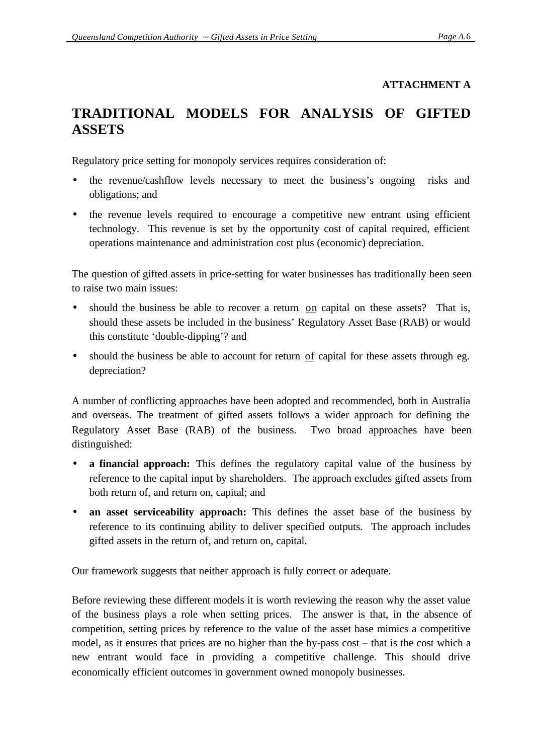**ATTACHMENT A**

# TRADITIONAL MODELS FOR ANALYSIS OF GIFTED ASSETS

Regulatory price setting for monopoly services requires consideration of:

- the revenue/cashflow levels necessary to meet the business's ongoing risks and obligations; and
- the revenue levels required to encourage a competitive new entrant using efficient technology. This revenue is set by the opportunity cost of capital required, efficient operations maintenance and administration cost plus (economic) depreciation.

The question of gifted assets in price-setting for water businesses has traditionally been seen to raise two main issues:

- should the business be able to recover a return <u>on</u> capital on these assets? That is, should these assets be included in the business' Regulatory Asset Base (RAB) or would this constitute 'double-dipping'? and
- should the business be able to account for return <u>of</u> capital for these assets through eg. depreciation?

A number of conflicting approaches have been adopted and recommended, both in Australia and overseas. The treatment of gifted assets follows a wider approach for defining the Regulatory Asset Base (RAB) of the business. Two broad approaches have been distinguished:

- **a financial approach:** This defines the regulatory capital value of the business by reference to the capital input by shareholders. The approach excludes gifted assets from both return of, and return on, capital; and
- **an asset serviceability approach:** This defines the asset base of the business by reference to its continuing ability to deliver specified outputs. The approach includes gifted assets in the return of, and return on, capital.

Our framework suggests that neither approach is fully correct or adequate.

Before reviewing these different models it is worth reviewing the reason why the asset value of the business plays a role when setting prices. The answer is that, in the absence of competition, setting prices by reference to the value of the asset base mimics a competitive model, as it ensures that prices are no higher than the by-pass cost – that is the cost which a new entrant would face in providing a competitive challenge. This should drive economically efficient outcomes in government owned monopoly businesses.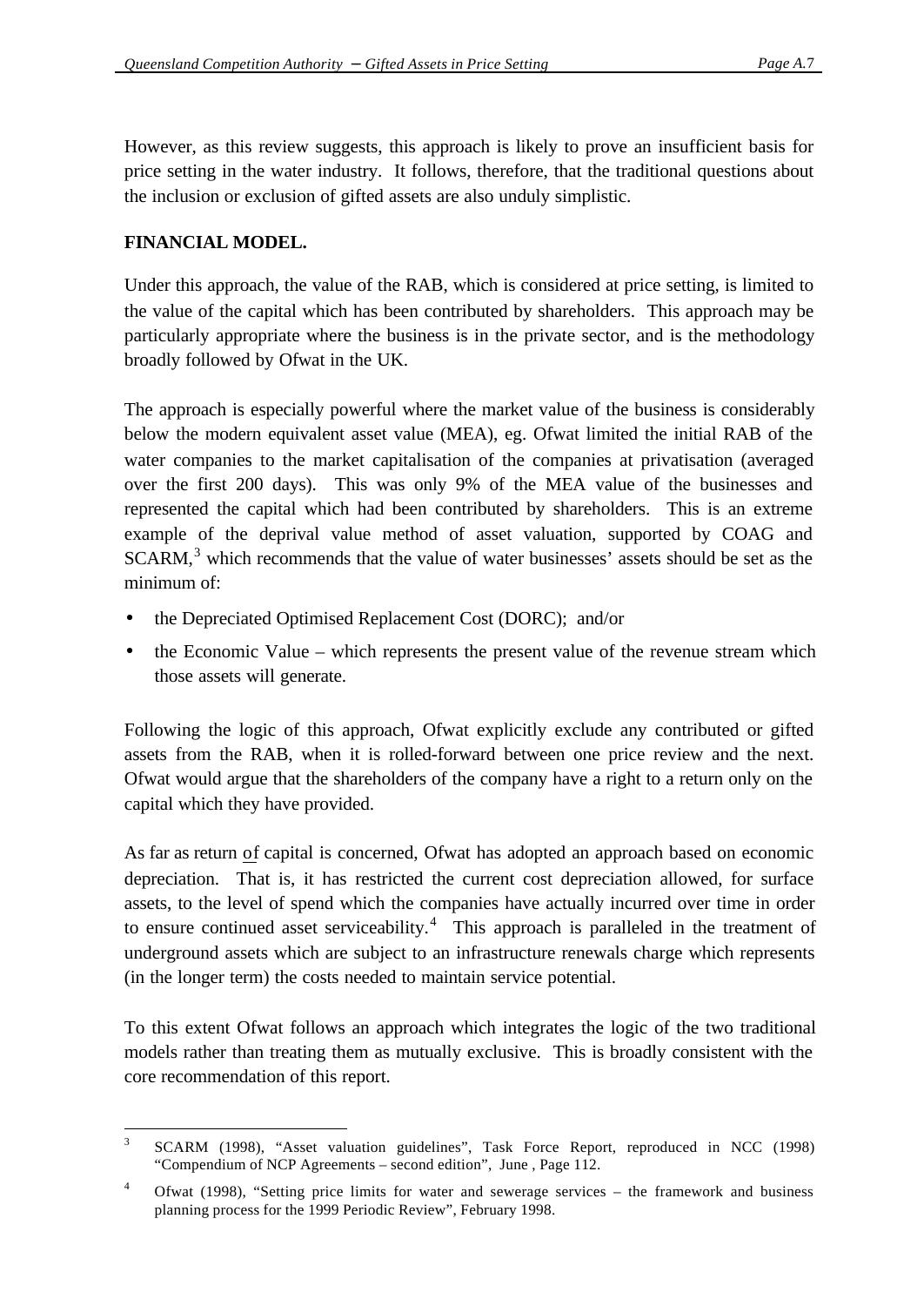However, as this review suggests, this approach is likely to prove an insufficient basis for price setting in the water industry. It follows, therefore, that the traditional questions about the inclusion or exclusion of gifted assets are also unduly simplistic.

**FINANCIAL MODEL.**

Under this approach, the value of the RAB, which is considered at price setting, is limited to the value of the capital which has been contributed by shareholders. This approach may be particularly appropriate where the business is in the private sector, and is the methodology broadly followed by Ofwat in the UK.

The approach is especially powerful where the market value of the business is considerably below the modern equivalent asset value (MEA), eg. Ofwat limited the initial RAB of the water companies to the market capitalisation of the companies at privatisation (averaged over the first 200 days). This was only 9% of the MEA value of the businesses and represented the capital which had been contributed by shareholders. This is an extreme example of the deprival value method of asset valuation, supported by COAG and SCARM,[3] which recommends that the value of water businesses' assets should be set as the minimum of:

- the Depreciated Optimised Replacement Cost (DORC); and/or
- the Economic Value – which represents the present value of the revenue stream which those assets will generate.

Following the logic of this approach, Ofwat explicitly exclude any contributed or gifted assets from the RAB, when it is rolled-forward between one price review and the next. Ofwat would argue that the shareholders of the company have a right to a return only on the capital which they have provided.

As far as return of capital is concerned, Ofwat has adopted an approach based on economic depreciation. That is, it has restricted the current cost depreciation allowed, for surface assets, to the level of spend which the companies have actually incurred over time in order to ensure continued asset serviceability.[4] This approach is paralleled in the treatment of underground assets which are subject to an infrastructure renewals charge which represents (in the longer term) the costs needed to maintain service potential.

To this extent Ofwat follows an approach which integrates the logic of the two traditional models rather than treating them as mutually exclusive. This is broadly consistent with the core recommendation of this report.

---

[3] SCARM (1998), "Asset valuation guidelines", Task Force Report, reproduced in NCC (1998) "Compendium of NCP Agreements – second edition", June , Page 112.

[4] Ofwat (1998), "Setting price limits for water and sewerage services – the framework and business planning process for the 1999 Periodic Review", February 1998.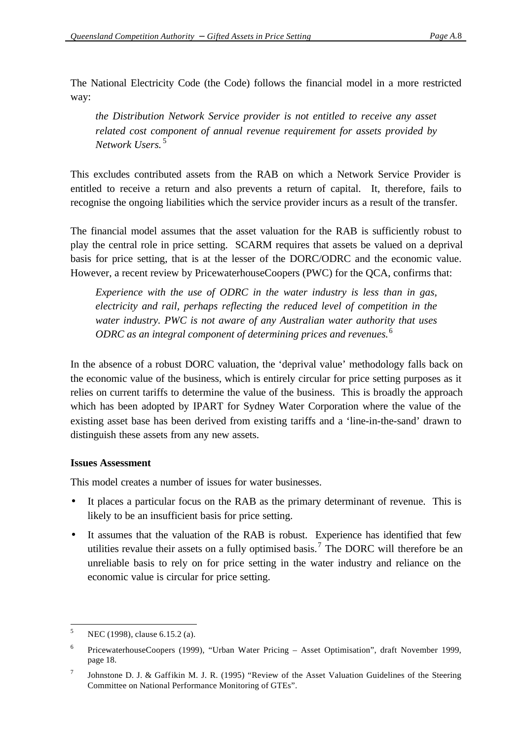The National Electricity Code (the Code) follows the financial model in a more restricted way:

> *the Distribution Network Service provider is not entitled to receive any asset related cost component of annual revenue requirement for assets provided by Network Users.*[5]

This excludes contributed assets from the RAB on which a Network Service Provider is entitled to receive a return and also prevents a return of capital. It, therefore, fails to recognise the ongoing liabilities which the service provider incurs as a result of the transfer.

The financial model assumes that the asset valuation for the RAB is sufficiently robust to play the central role in price setting. SCARM requires that assets be valued on a deprival basis for price setting, that is at the lesser of the DORC/ODRC and the economic value. However, a recent review by PricewaterhouseCoopers (PWC) for the QCA, confirms that:

> *Experience with the use of ODRC in the water industry is less than in gas, electricity and rail, perhaps reflecting the reduced level of competition in the water industry. PWC is not aware of any Australian water authority that uses ODRC as an integral component of determining prices and revenues.*[6]

In the absence of a robust DORC valuation, the 'deprival value' methodology falls back on the economic value of the business, which is entirely circular for price setting purposes as it relies on current tariffs to determine the value of the business. This is broadly the approach which has been adopted by IPART for Sydney Water Corporation where the value of the existing asset base has been derived from existing tariffs and a 'line-in-the-sand' drawn to distinguish these assets from any new assets.

**Issues Assessment**

This model creates a number of issues for water businesses.

- It places a particular focus on the RAB as the primary determinant of revenue. This is likely to be an insufficient basis for price setting.
- It assumes that the valuation of the RAB is robust. Experience has identified that few utilities revalue their assets on a fully optimised basis.[7] The DORC will therefore be an unreliable basis to rely on for price setting in the water industry and reliance on the economic value is circular for price setting.

---

[5] NEC (1998), clause 6.15.2 (a).

[6] PricewaterhouseCoopers (1999), "Urban Water Pricing – Asset Optimisation", draft November 1999, page 18.

[7] Johnstone D. J. & Gaffikin M. J. R. (1995) "Review of the Asset Valuation Guidelines of the Steering Committee on National Performance Monitoring of GTEs".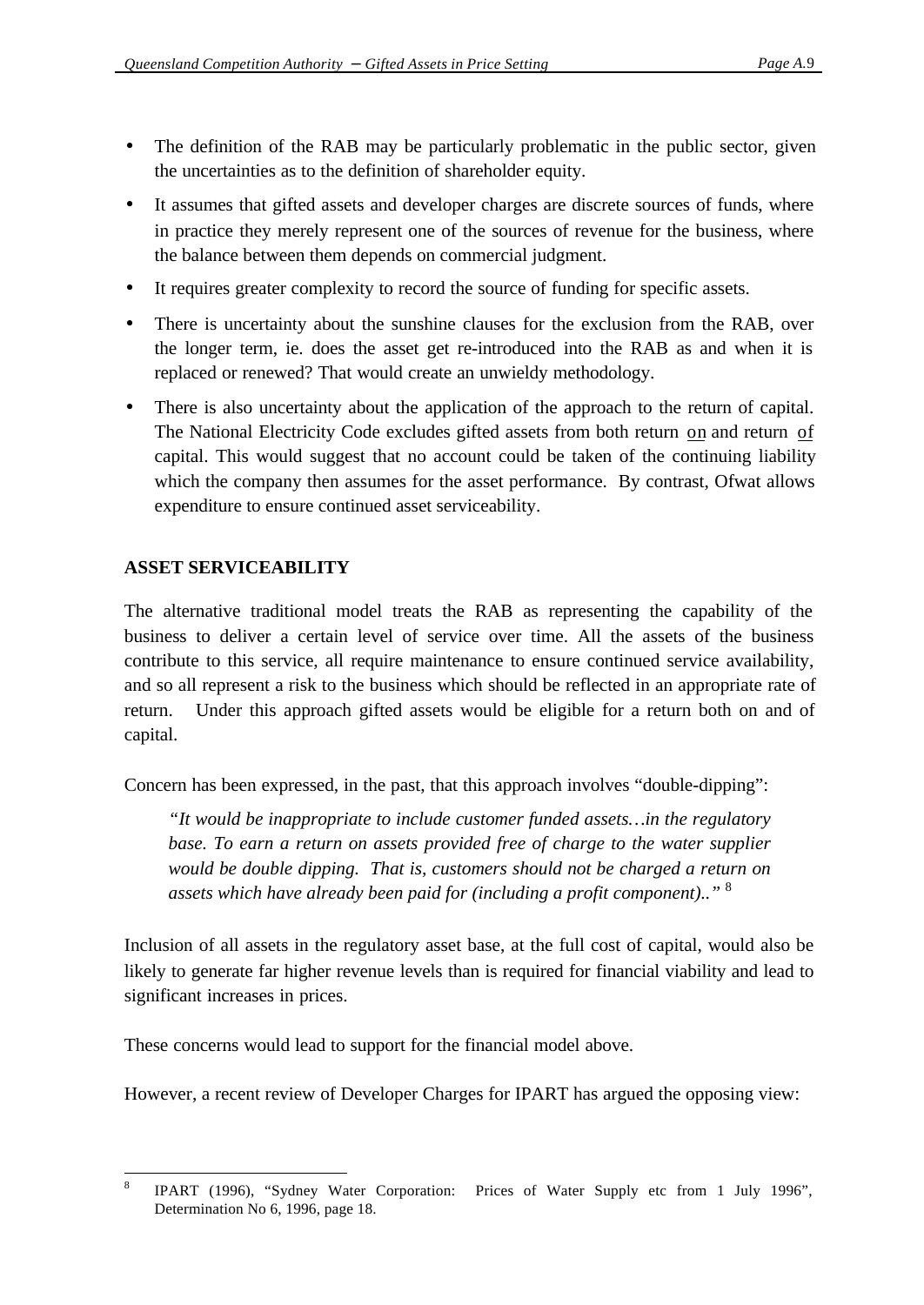- The definition of the RAB may be particularly problematic in the public sector, given the uncertainties as to the definition of shareholder equity.
- It assumes that gifted assets and developer charges are discrete sources of funds, where in practice they merely represent one of the sources of revenue for the business, where the balance between them depends on commercial judgment.
- It requires greater complexity to record the source of funding for specific assets.
- There is uncertainty about the sunshine clauses for the exclusion from the RAB, over the longer term, ie. does the asset get re-introduced into the RAB as and when it is replaced or renewed? That would create an unwieldy methodology.
- There is also uncertainty about the application of the approach to the return of capital. The National Electricity Code excludes gifted assets from both return on and return of capital. This would suggest that no account could be taken of the continuing liability which the company then assumes for the asset performance. By contrast, Ofwat allows expenditure to ensure continued asset serviceability.

## ASSET SERVICEABILITY

The alternative traditional model treats the RAB as representing the capability of the business to deliver a certain level of service over time. All the assets of the business contribute to this service, all require maintenance to ensure continued service availability, and so all represent a risk to the business which should be reflected in an appropriate rate of return. Under this approach gifted assets would be eligible for a return both on and of capital.

Concern has been expressed, in the past, that this approach involves "double-dipping":

> *"It would be inappropriate to include customer funded assets…in the regulatory base. To earn a return on assets provided free of charge to the water supplier would be double dipping. That is, customers should not be charged a return on assets which have already been paid for (including a profit component).."* [8]

Inclusion of all assets in the regulatory asset base, at the full cost of capital, would also be likely to generate far higher revenue levels than is required for financial viability and lead to significant increases in prices.

These concerns would lead to support for the financial model above.

However, a recent review of Developer Charges for IPART has argued the opposing view:

[8] IPART (1996), "Sydney Water Corporation: Prices of Water Supply etc from 1 July 1996", Determination No 6, 1996, page 18.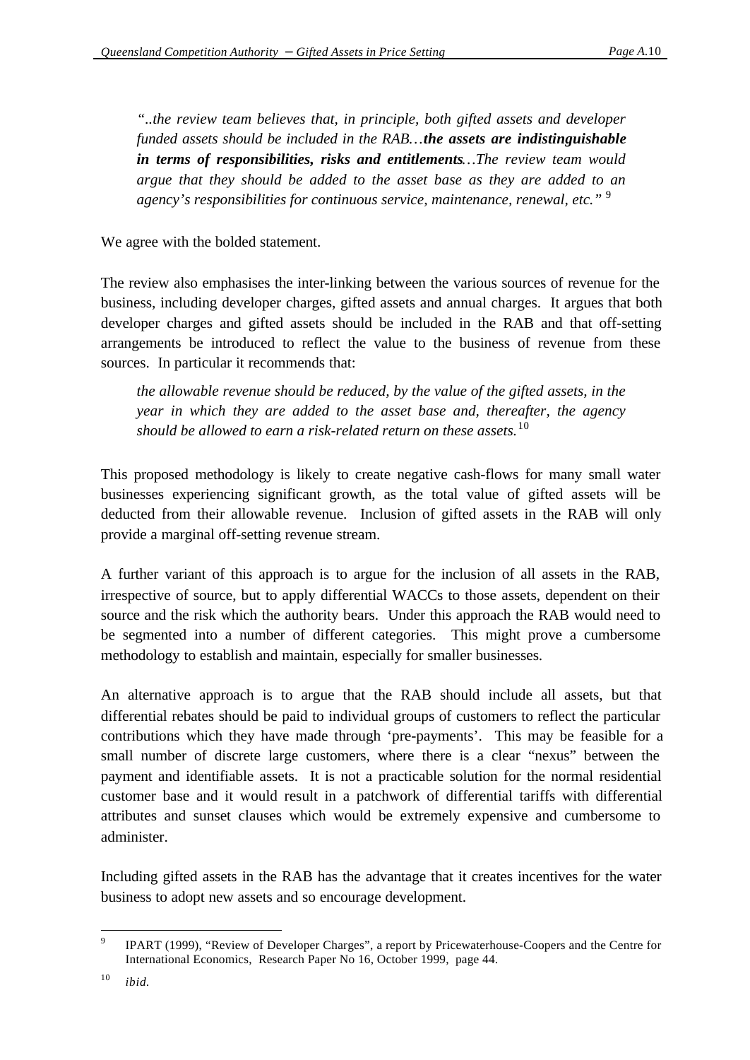> *"..the review team believes that, in principle, both gifted assets and developer funded assets should be included in the RAB…**the assets are indistinguishable in terms of responsibilities, risks and entitlements**…The review team would argue that they should be added to the asset base as they are added to an agency's responsibilities for continuous service, maintenance, renewal, etc."* [9]

We agree with the bolded statement.

The review also emphasises the inter-linking between the various sources of revenue for the business, including developer charges, gifted assets and annual charges. It argues that both developer charges and gifted assets should be included in the RAB and that off-setting arrangements be introduced to reflect the value to the business of revenue from these sources. In particular it recommends that:

> *the allowable revenue should be reduced, by the value of the gifted assets, in the year in which they are added to the asset base and, thereafter, the agency should be allowed to earn a risk-related return on these assets.* [10]

This proposed methodology is likely to create negative cash-flows for many small water businesses experiencing significant growth, as the total value of gifted assets will be deducted from their allowable revenue. Inclusion of gifted assets in the RAB will only provide a marginal off-setting revenue stream.

A further variant of this approach is to argue for the inclusion of all assets in the RAB, irrespective of source, but to apply differential WACCs to those assets, dependent on their source and the risk which the authority bears. Under this approach the RAB would need to be segmented into a number of different categories. This might prove a cumbersome methodology to establish and maintain, especially for smaller businesses.

An alternative approach is to argue that the RAB should include all assets, but that differential rebates should be paid to individual groups of customers to reflect the particular contributions which they have made through 'pre-payments'. This may be feasible for a small number of discrete large customers, where there is a clear "nexus" between the payment and identifiable assets. It is not a practicable solution for the normal residential customer base and it would result in a patchwork of differential tariffs with differential attributes and sunset clauses which would be extremely expensive and cumbersome to administer.

Including gifted assets in the RAB has the advantage that it creates incentives for the water business to adopt new assets and so encourage development.

---

[9] IPART (1999), "Review of Developer Charges", a report by Pricewaterhouse-Coopers and the Centre for International Economics, Research Paper No 16, October 1999, page 44.

[10] *ibid.*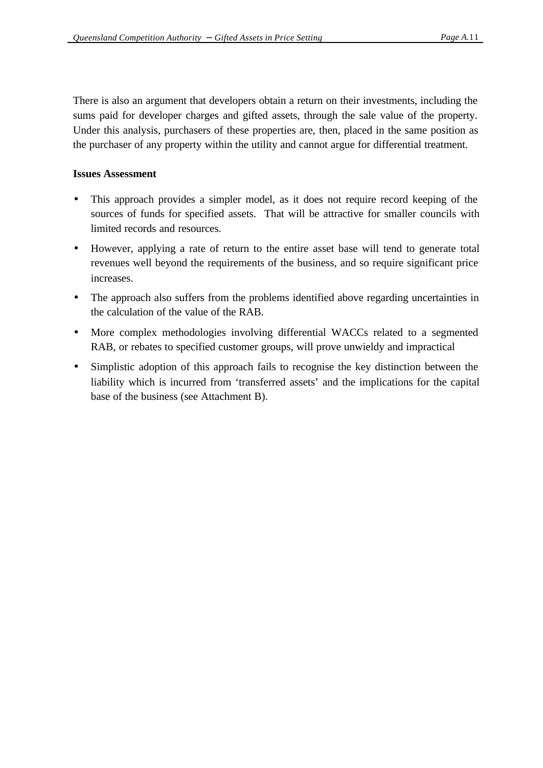There is also an argument that developers obtain a return on their investments, including the sums paid for developer charges and gifted assets, through the sale value of the property. Under this analysis, purchasers of these properties are, then, placed in the same position as the purchaser of any property within the utility and cannot argue for differential treatment.

**Issues Assessment**

- This approach provides a simpler model, as it does not require record keeping of the sources of funds for specified assets. That will be attractive for smaller councils with limited records and resources.
- However, applying a rate of return to the entire asset base will tend to generate total revenues well beyond the requirements of the business, and so require significant price increases.
- The approach also suffers from the problems identified above regarding uncertainties in the calculation of the value of the RAB.
- More complex methodologies involving differential WACCs related to a segmented RAB, or rebates to specified customer groups, will prove unwieldy and impractical
- Simplistic adoption of this approach fails to recognise the key distinction between the liability which is incurred from 'transferred assets' and the implications for the capital base of the business (see Attachment B).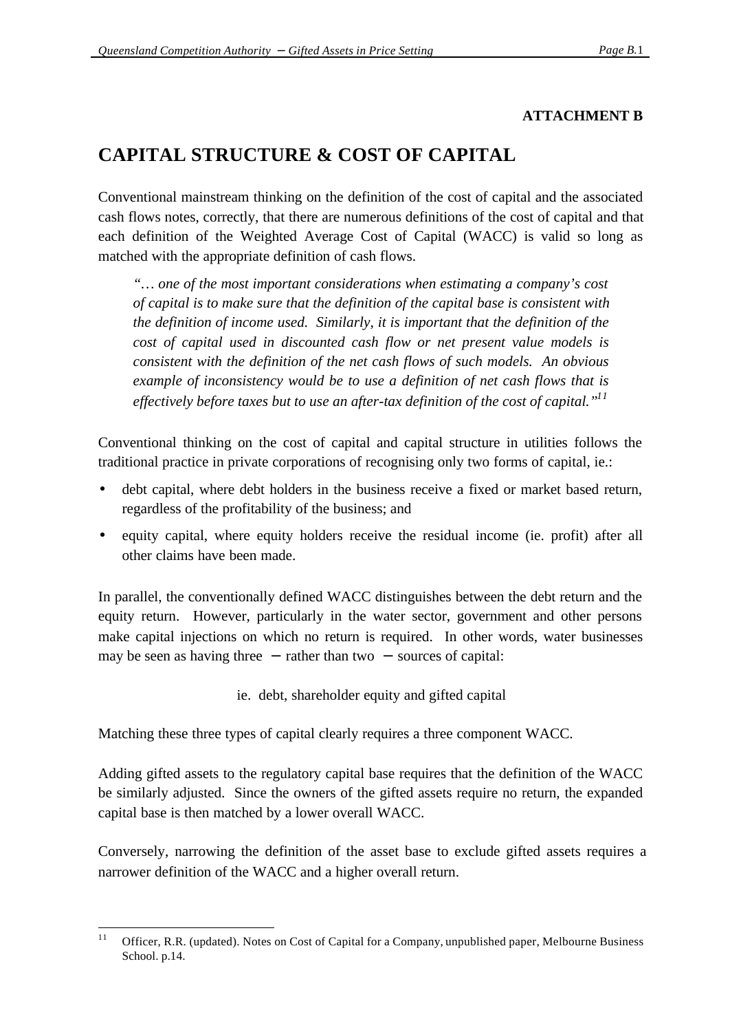**ATTACHMENT B**

# CAPITAL STRUCTURE & COST OF CAPITAL

Conventional mainstream thinking on the definition of the cost of capital and the associated cash flows notes, correctly, that there are numerous definitions of the cost of capital and that each definition of the Weighted Average Cost of Capital (WACC) is valid so long as matched with the appropriate definition of cash flows.

> *"… one of the most important considerations when estimating a company's cost of capital is to make sure that the definition of the capital base is consistent with the definition of income used. Similarly, it is important that the definition of the cost of capital used in discounted cash flow or net present value models is consistent with the definition of the net cash flows of such models. An obvious example of inconsistency would be to use a definition of net cash flows that is effectively before taxes but to use an after-tax definition of the cost of capital."*[11]

Conventional thinking on the cost of capital and capital structure in utilities follows the traditional practice in private corporations of recognising only two forms of capital, ie.:

- debt capital, where debt holders in the business receive a fixed or market based return, regardless of the profitability of the business; and
- equity capital, where equity holders receive the residual income (ie. profit) after all other claims have been made.

In parallel, the conventionally defined WACC distinguishes between the debt return and the equity return. However, particularly in the water sector, government and other persons make capital injections on which no return is required. In other words, water businesses may be seen as having three – rather than two – sources of capital:

ie. debt, shareholder equity and gifted capital

Matching these three types of capital clearly requires a three component WACC.

Adding gifted assets to the regulatory capital base requires that the definition of the WACC be similarly adjusted. Since the owners of the gifted assets require no return, the expanded capital base is then matched by a lower overall WACC.

Conversely, narrowing the definition of the asset base to exclude gifted assets requires a narrower definition of the WACC and a higher overall return.

---

[11] Officer, R.R. (updated). Notes on Cost of Capital for a Company, unpublished paper, Melbourne Business School. p.14.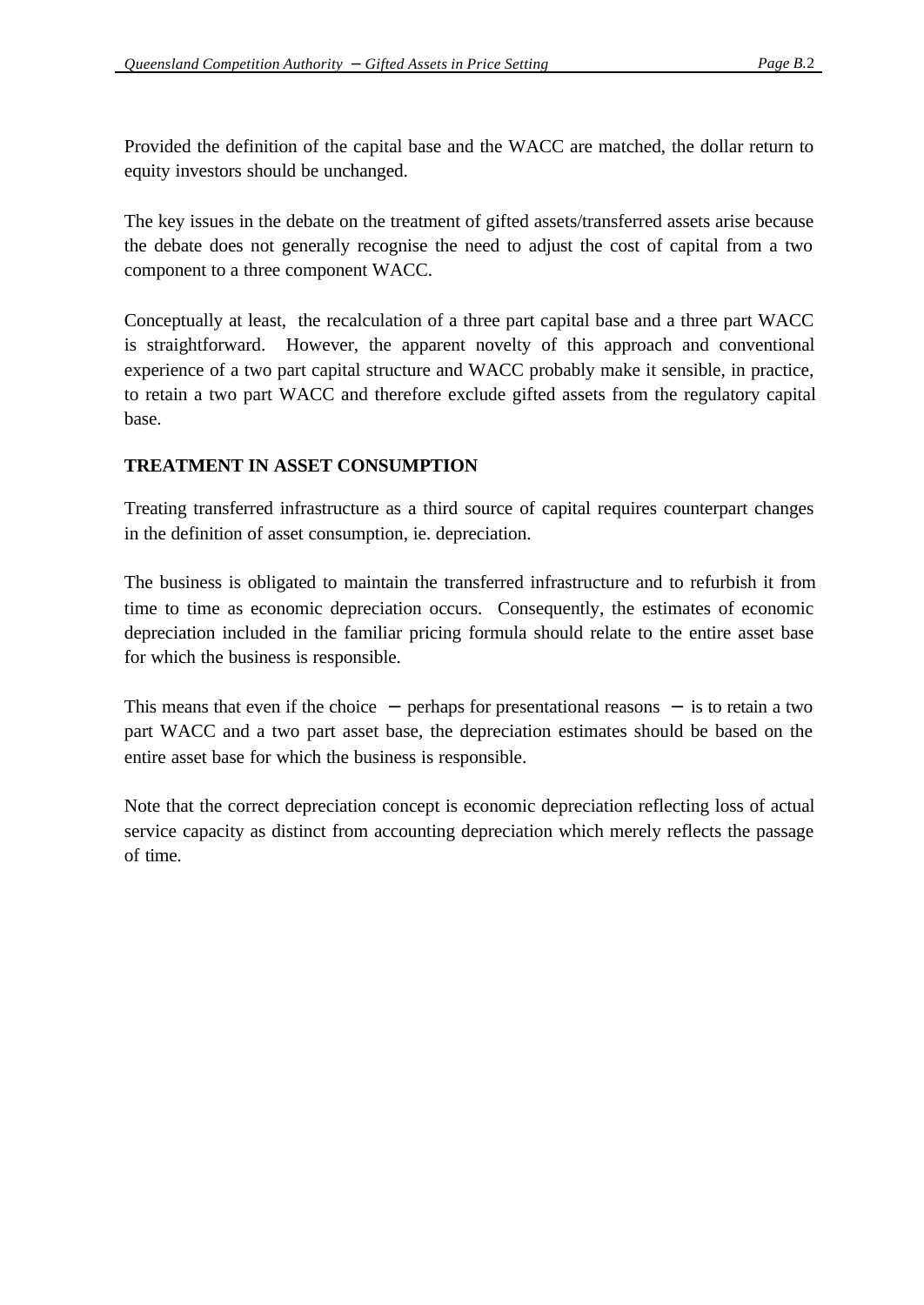Provided the definition of the capital base and the WACC are matched, the dollar return to equity investors should be unchanged.

The key issues in the debate on the treatment of gifted assets/transferred assets arise because the debate does not generally recognise the need to adjust the cost of capital from a two component to a three component WACC.

Conceptually at least, the recalculation of a three part capital base and a three part WACC is straightforward. However, the apparent novelty of this approach and conventional experience of a two part capital structure and WACC probably make it sensible, in practice, to retain a two part WACC and therefore exclude gifted assets from the regulatory capital base.

**TREATMENT IN ASSET CONSUMPTION**

Treating transferred infrastructure as a third source of capital requires counterpart changes in the definition of asset consumption, ie. depreciation.

The business is obligated to maintain the transferred infrastructure and to refurbish it from time to time as economic depreciation occurs. Consequently, the estimates of economic depreciation included in the familiar pricing formula should relate to the entire asset base for which the business is responsible.

This means that even if the choice – perhaps for presentational reasons – is to retain a two part WACC and a two part asset base, the depreciation estimates should be based on the entire asset base for which the business is responsible.

Note that the correct depreciation concept is economic depreciation reflecting loss of actual service capacity as distinct from accounting depreciation which merely reflects the passage of time.